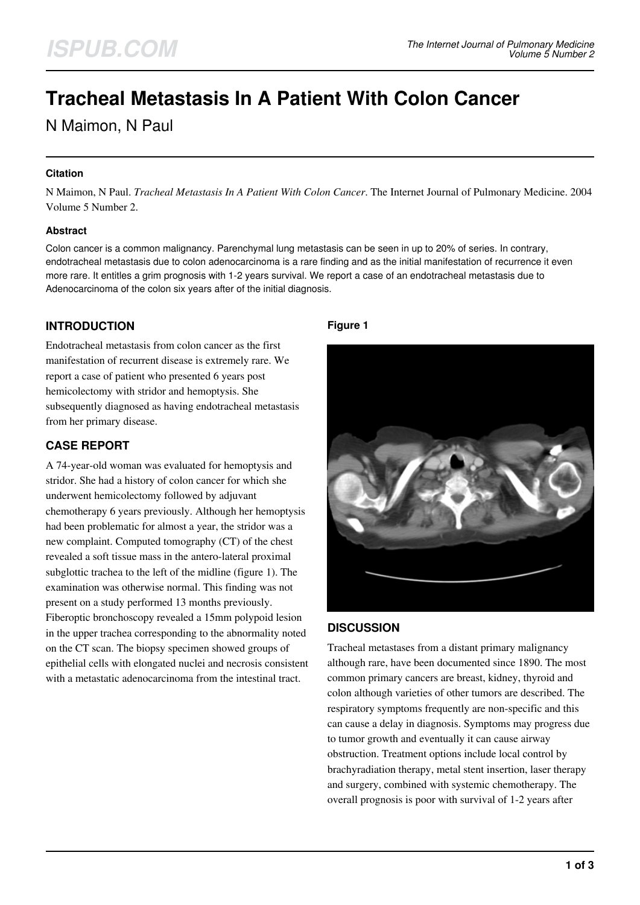# Tracheal Metastasis In A Patient With Colon Cancer

N Maimon, N Paul

### Citation

N Maimon, N Paul. *Tracheal Metastasis In A Patient With Colon Cancer*. The Internet Journal of Pulmonary Medicine. 2004 Volume 5 Number 2.

### Abstract

Colon cancer is a common malignancy. Parenchymal lung metastasis can be seen in up to 20% of series. In contrary, endotracheal metastasis due to colon adenocarcinoma is a rare finding and as the initial manifestation of recurrence it even more rare. It entitles a grim prognosis with 1-2 years survival. We report a case of an endotracheal metastasis due to Adenocarcinoma of the colon six years after of the initial diagnosis.

## INTRODUCTION

Endotracheal metastasis from colon cancer as the first manifestation of recurrent disease is extremely rare. We report a case of patient who presented 6 years post hemicolectomy with stridor and hemoptysis. She subsequently diagnosed as having endotracheal metastasis from her primary disease.

## CASE REPORT

A 74-year-old woman was evaluated for hemoptysis and stridor. She had a history of colon cancer for which she underwent hemicolectomy followed by adjuvant chemotherapy 6 years previously. Although her hemoptysis had been problematic for almost a year, the stridor was a new complaint. Computed tomography (CT) of the chest revealed a soft tissue mass in the antero-lateral proximal subglottic trachea to the left of the midline (figure 1). The examination was otherwise normal. This finding was not present on a study performed 13 months previously. Fiberoptic bronchoscopy revealed a 15mm polypoid lesion in the upper trachea corresponding to the abnormality noted on the CT scan. The biopsy specimen showed groups of epithelial cells with elongated nuclei and necrosis consistent with a metastatic adenocarcinoma from the intestinal tract.

**Figure 1**

## DISCUSSION

Tracheal metastases from a distant primary malignancy although rare, have been documented since 1890. The most common primary cancers are breast, kidney, thyroid and colon although varieties of other tumors are described. The respiratory symptoms frequently are non-specific and this can cause a delay in diagnosis. Symptoms may progress due to tumor growth and eventually it can cause airway obstruction. Treatment options include local control by brachyradiation therapy, metal stent insertion, laser therapy and surgery, combined with systemic chemotherapy. The overall prognosis is poor with survival of 1-2 years after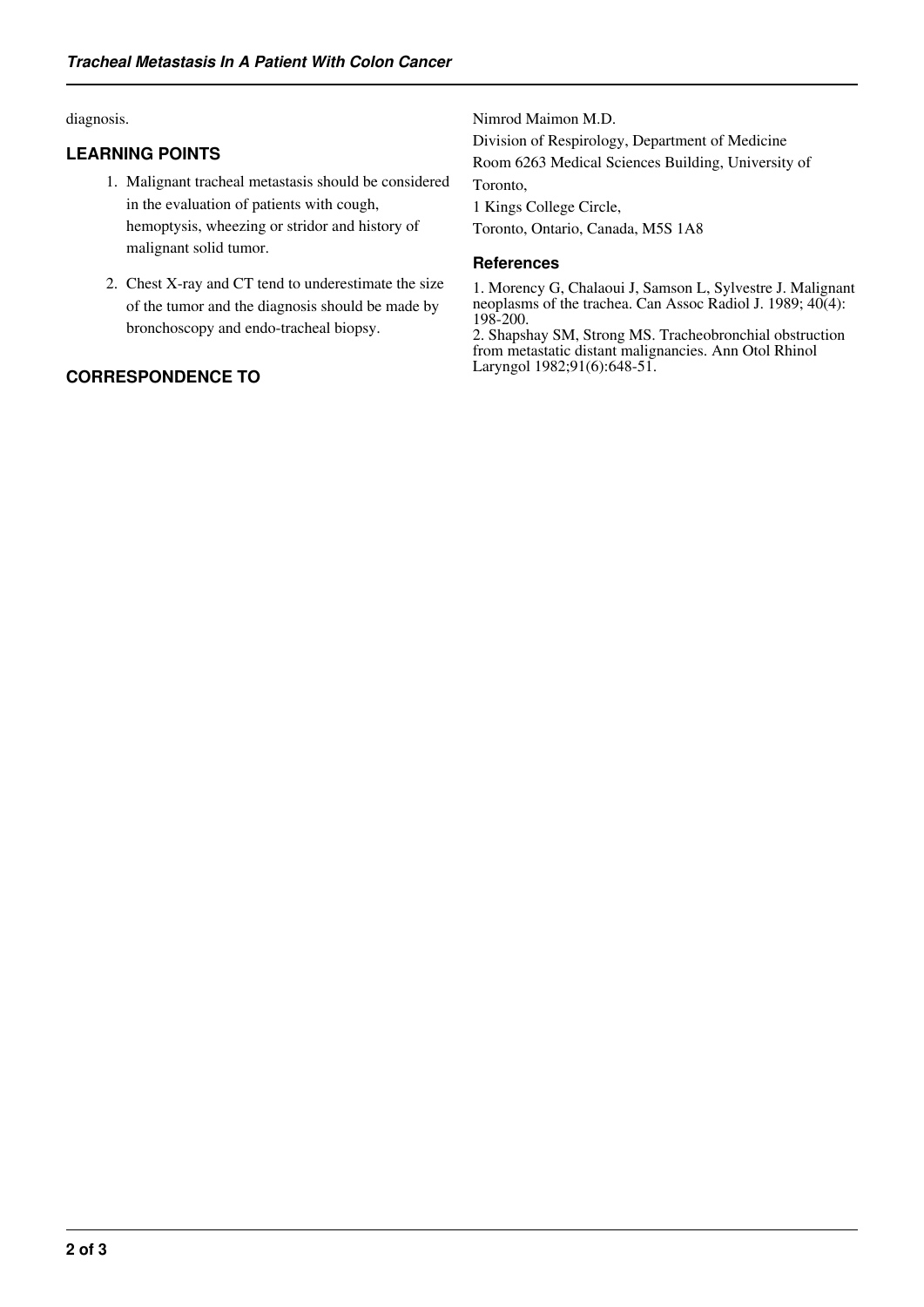diagnosis.

## LEARNING POINTS

1. Malignant tracheal metastasis should be considered in the evaluation of patients with cough, hemoptysis, wheezing or stridor and history of malignant solid tumor.
2. Chest X-ray and CT tend to underestimate the size of the tumor and the diagnosis should be made by bronchoscopy and endo-tracheal biopsy.

## CORRESPONDENCE TO

Nimrod Maimon M.D.
Division of Respirology, Department of Medicine
Room 6263 Medical Sciences Building, University of Toronto,
1 Kings College Circle,
Toronto, Ontario, Canada, M5S 1A8

### References

1. Morency G, Chalaoui J, Samson L, Sylvestre J. Malignant neoplasms of the trachea. Can Assoc Radiol J. 1989; 40(4): 198-200.
2. Shapshay SM, Strong MS. Tracheobronchial obstruction from metastatic distant malignancies. Ann Otol Rhinol Laryngol 1982;91(6):648-51.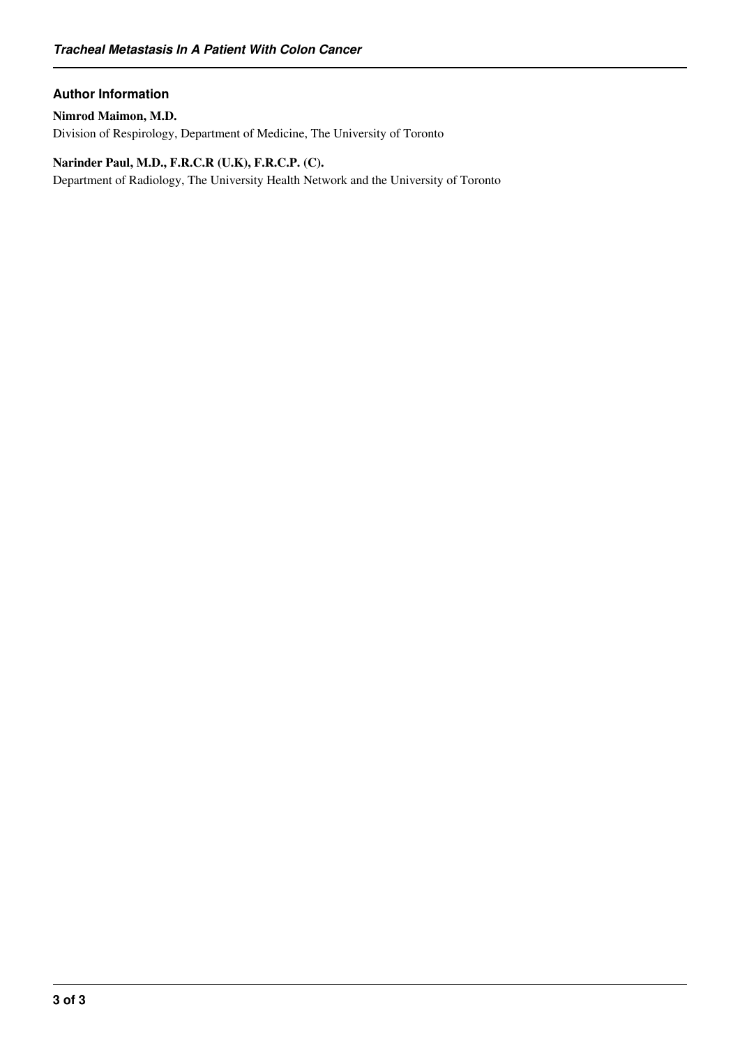## Author Information

**Nimrod Maimon, M.D.**

Division of Respirology, Department of Medicine, The University of Toronto

**Narinder Paul, M.D., F.R.C.R (U.K), F.R.C.P. (C).**

Department of Radiology, The University Health Network and the University of Toronto